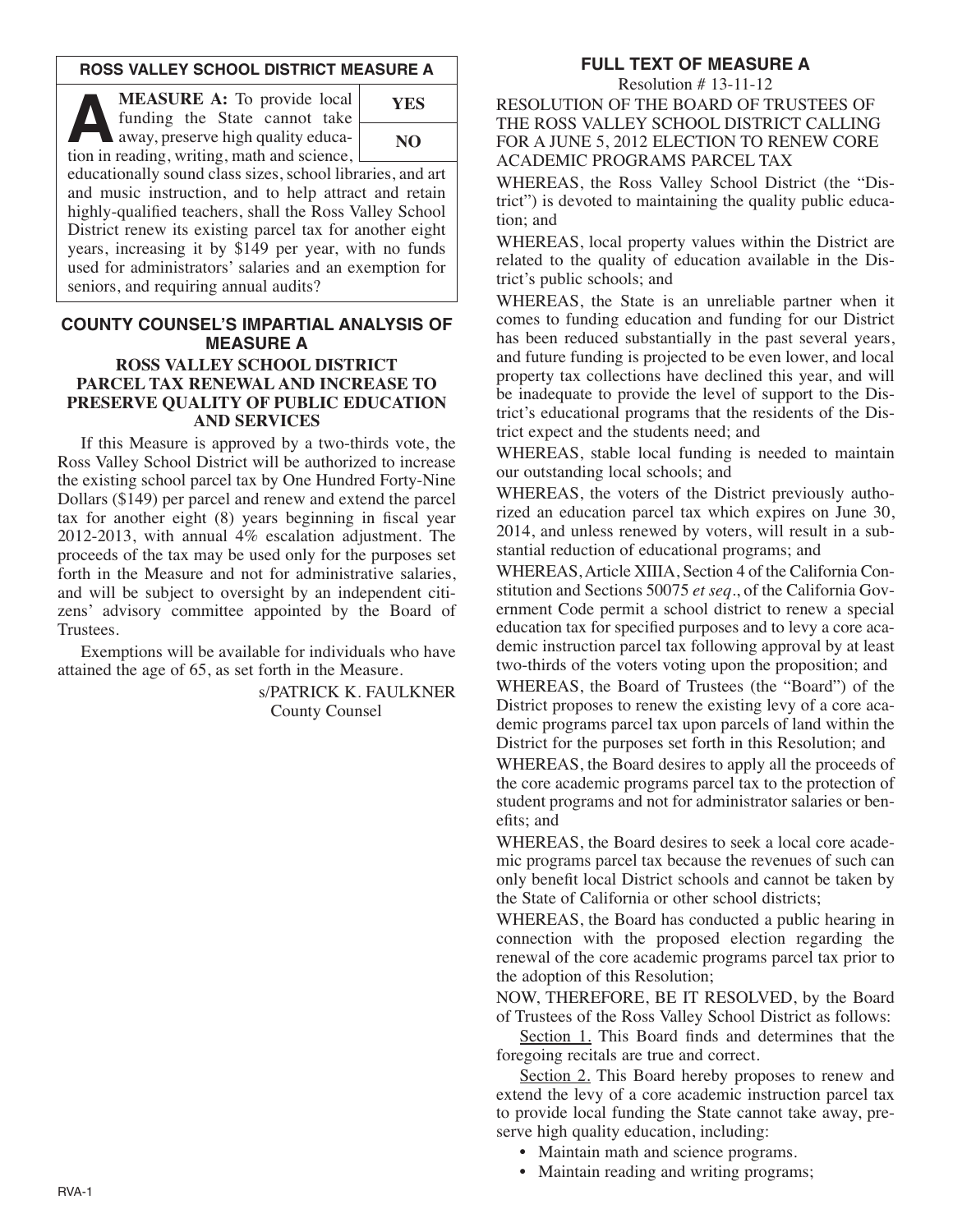## ROSS VALLEY SCHOOL DISTRICT MEASURE A

**MEASURE A:** To provide local funding the State cannot take away, preserve high quality education in reading, writing, math and science, educationally sound class sizes, school libraries, and art and music instruction, and to help attract and retain highly-qualified teachers, shall the Ross Valley School District renew its existing parcel tax for another eight years, increasing it by $149 per year, with no funds used for administrators' salaries and an exemption for seniors, and requiring annual audits?

| YES |
| --- |
| NO |

## COUNTY COUNSEL'S IMPARTIAL ANALYSIS OF MEASURE A

### ROSS VALLEY SCHOOL DISTRICT PARCEL TAX RENEWAL AND INCREASE TO PRESERVE QUALITY OF PUBLIC EDUCATION AND SERVICES

If this Measure is approved by a two-thirds vote, the Ross Valley School District will be authorized to increase the existing school parcel tax by One Hundred Forty-Nine Dollars ($149) per parcel and renew and extend the parcel tax for another eight (8) years beginning in fiscal year 2012-2013, with annual 4% escalation adjustment. The proceeds of the tax may be used only for the purposes set forth in the Measure and not for administrative salaries, and will be subject to oversight by an independent citizens' advisory committee appointed by the Board of Trustees.

Exemptions will be available for individuals who have attained the age of 65, as set forth in the Measure.

s/PATRICK K. FAULKNER
County Counsel

## FULL TEXT OF MEASURE A

Resolution # 13-11-12

RESOLUTION OF THE BOARD OF TRUSTEES OF THE ROSS VALLEY SCHOOL DISTRICT CALLING FOR A JUNE 5, 2012 ELECTION TO RENEW CORE ACADEMIC PROGRAMS PARCEL TAX

WHEREAS, the Ross Valley School District (the "District") is devoted to maintaining the quality public education; and

WHEREAS, local property values within the District are related to the quality of education available in the District's public schools; and

WHEREAS, the State is an unreliable partner when it comes to funding education and funding for our District has been reduced substantially in the past several years, and future funding is projected to be even lower, and local property tax collections have declined this year, and will be inadequate to provide the level of support to the District's educational programs that the residents of the District expect and the students need; and

WHEREAS, stable local funding is needed to maintain our outstanding local schools; and

WHEREAS, the voters of the District previously authorized an education parcel tax which expires on June 30, 2014, and unless renewed by voters, will result in a substantial reduction of educational programs; and

WHEREAS, Article XIIIA, Section 4 of the California Constitution and Sections 50075 *et seq*., of the California Government Code permit a school district to renew a special education tax for specified purposes and to levy a core academic instruction parcel tax following approval by at least two-thirds of the voters voting upon the proposition; and

WHEREAS, the Board of Trustees (the "Board") of the District proposes to renew the existing levy of a core academic programs parcel tax upon parcels of land within the District for the purposes set forth in this Resolution; and

WHEREAS, the Board desires to apply all the proceeds of the core academic programs parcel tax to the protection of student programs and not for administrator salaries or benefits; and

WHEREAS, the Board desires to seek a local core academic programs parcel tax because the revenues of such can only benefit local District schools and cannot be taken by the State of California or other school districts;

WHEREAS, the Board has conducted a public hearing in connection with the proposed election regarding the renewal of the core academic programs parcel tax prior to the adoption of this Resolution;

NOW, THEREFORE, BE IT RESOLVED, by the Board of Trustees of the Ross Valley School District as follows:

Section 1. This Board finds and determines that the foregoing recitals are true and correct.

Section 2. This Board hereby proposes to renew and extend the levy of a core academic instruction parcel tax to provide local funding the State cannot take away, preserve high quality education, including:

- Maintain math and science programs.
- Maintain reading and writing programs;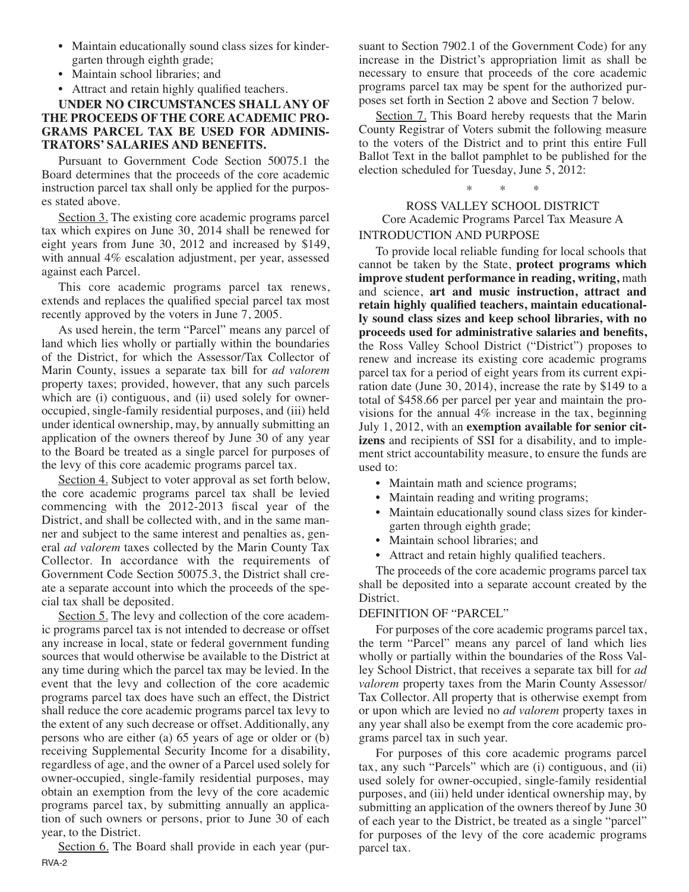- Maintain educationally sound class sizes for kindergarten through eighth grade;
- Maintain school libraries; and
- Attract and retain highly qualified teachers.

**UNDER NO CIRCUMSTANCES SHALL ANY OF THE PROCEEDS OF THE CORE ACADEMIC PROGRAMS PARCEL TAX BE USED FOR ADMINISTRATORS' SALARIES AND BENEFITS.**

Pursuant to Government Code Section 50075.1 the Board determines that the proceeds of the core academic instruction parcel tax shall only be applied for the purposes stated above.

Section 3. The existing core academic programs parcel tax which expires on June 30, 2014 shall be renewed for eight years from June 30, 2012 and increased by $149, with annual 4% escalation adjustment, per year, assessed against each Parcel.

This core academic programs parcel tax renews, extends and replaces the qualified special parcel tax most recently approved by the voters in June 7, 2005.

As used herein, the term "Parcel" means any parcel of land which lies wholly or partially within the boundaries of the District, for which the Assessor/Tax Collector of Marin County, issues a separate tax bill for *ad valorem* property taxes; provided, however, that any such parcels which are (i) contiguous, and (ii) used solely for owner-occupied, single-family residential purposes, and (iii) held under identical ownership, may, by annually submitting an application of the owners thereof by June 30 of any year to the Board be treated as a single parcel for purposes of the levy of this core academic programs parcel tax.

Section 4. Subject to voter approval as set forth below, the core academic programs parcel tax shall be levied commencing with the 2012-2013 fiscal year of the District, and shall be collected with, and in the same manner and subject to the same interest and penalties as, general *ad valorem* taxes collected by the Marin County Tax Collector. In accordance with the requirements of Government Code Section 50075.3, the District shall create a separate account into which the proceeds of the special tax shall be deposited.

Section 5. The levy and collection of the core academic programs parcel tax is not intended to decrease or offset any increase in local, state or federal government funding sources that would otherwise be available to the District at any time during which the parcel tax may be levied. In the event that the levy and collection of the core academic programs parcel tax does have such an effect, the District shall reduce the core academic programs parcel tax levy to the extent of any such decrease or offset. Additionally, any persons who are either (a) 65 years of age or older or (b) receiving Supplemental Security Income for a disability, regardless of age, and the owner of a Parcel used solely for owner-occupied, single-family residential purposes, may obtain an exemption from the levy of the core academic programs parcel tax, by submitting annually an application of such owners or persons, prior to June 30 of each year, to the District.

Section 6. The Board shall provide in each year (pursuant to Section 7902.1 of the Government Code) for any increase in the District's appropriation limit as shall be necessary to ensure that proceeds of the core academic programs parcel tax may be spent for the authorized purposes set forth in Section 2 above and Section 7 below.

Section 7. This Board hereby requests that the Marin County Registrar of Voters submit the following measure to the voters of the District and to print this entire Full Ballot Text in the ballot pamphlet to be published for the election scheduled for Tuesday, June 5, 2012:

\* \* \*

ROSS VALLEY SCHOOL DISTRICT

Core Academic Programs Parcel Tax Measure A

INTRODUCTION AND PURPOSE

To provide local reliable funding for local schools that cannot be taken by the State, **protect programs which improve student performance in reading, writing,** math and science, **art and music instruction, attract and retain highly qualified teachers, maintain educationally sound class sizes and keep school libraries, with no proceeds used for administrative salaries and benefits,** the Ross Valley School District ("District") proposes to renew and increase its existing core academic programs parcel tax for a period of eight years from its current expiration date (June 30, 2014), increase the rate by $149 to a total of $458.66 per parcel per year and maintain the provisions for the annual 4% increase in the tax, beginning July 1, 2012, with an **exemption available for senior citizens** and recipients of SSI for a disability, and to implement strict accountability measure, to ensure the funds are used to:

- Maintain math and science programs;
- Maintain reading and writing programs;
- Maintain educationally sound class sizes for kindergarten through eighth grade;
- Maintain school libraries; and
- Attract and retain highly qualified teachers.

The proceeds of the core academic programs parcel tax shall be deposited into a separate account created by the District.

DEFINITION OF "PARCEL"

For purposes of the core academic programs parcel tax, the term "Parcel" means any parcel of land which lies wholly or partially within the boundaries of the Ross Valley School District, that receives a separate tax bill for *ad valorem* property taxes from the Marin County Assessor/Tax Collector. All property that is otherwise exempt from or upon which are levied no *ad valorem* property taxes in any year shall also be exempt from the core academic programs parcel tax in such year.

For purposes of this core academic programs parcel tax, any such "Parcels" which are (i) contiguous, and (ii) used solely for owner-occupied, single-family residential purposes, and (iii) held under identical ownership may, by submitting an application of the owners thereof by June 30 of each year to the District, be treated as a single "parcel" for purposes of the levy of the core academic programs parcel tax.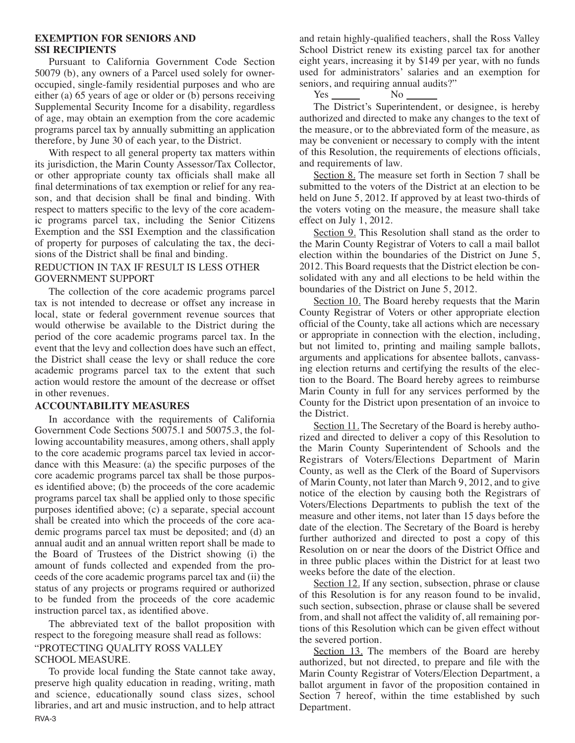**EXEMPTION FOR SENIORS AND SSI RECIPIENTS**

Pursuant to California Government Code Section 50079 (b), any owners of a Parcel used solely for owner-occupied, single-family residential purposes and who are either (a) 65 years of age or older or (b) persons receiving Supplemental Security Income for a disability, regardless of age, may obtain an exemption from the core academic programs parcel tax by annually submitting an application therefore, by June 30 of each year, to the District.

With respect to all general property tax matters within its jurisdiction, the Marin County Assessor/Tax Collector, or other appropriate county tax officials shall make all final determinations of tax exemption or relief for any reason, and that decision shall be final and binding. With respect to matters specific to the levy of the core academic programs parcel tax, including the Senior Citizens Exemption and the SSI Exemption and the classification of property for purposes of calculating the tax, the decisions of the District shall be final and binding.

REDUCTION IN TAX IF RESULT IS LESS OTHER GOVERNMENT SUPPORT

The collection of the core academic programs parcel tax is not intended to decrease or offset any increase in local, state or federal government revenue sources that would otherwise be available to the District during the period of the core academic programs parcel tax. In the event that the levy and collection does have such an effect, the District shall cease the levy or shall reduce the core academic programs parcel tax to the extent that such action would restore the amount of the decrease or offset in other revenues.

**ACCOUNTABILITY MEASURES**

In accordance with the requirements of California Government Code Sections 50075.1 and 50075.3, the following accountability measures, among others, shall apply to the core academic programs parcel tax levied in accordance with this Measure: (a) the specific purposes of the core academic programs parcel tax shall be those purposes identified above; (b) the proceeds of the core academic programs parcel tax shall be applied only to those specific purposes identified above; (c) a separate, special account shall be created into which the proceeds of the core academic programs parcel tax must be deposited; and (d) an annual audit and an annual written report shall be made to the Board of Trustees of the District showing (i) the amount of funds collected and expended from the proceeds of the core academic programs parcel tax and (ii) the status of any projects or programs required or authorized to be funded from the proceeds of the core academic instruction parcel tax, as identified above.

The abbreviated text of the ballot proposition with respect to the foregoing measure shall read as follows:

"PROTECTING QUALITY ROSS VALLEY SCHOOL MEASURE.

To provide local funding the State cannot take away, preserve high quality education in reading, writing, math and science, educationally sound class sizes, school libraries, and art and music instruction, and to help attract and retain highly-qualified teachers, shall the Ross Valley School District renew its existing parcel tax for another eight years, increasing it by $149 per year, with no funds used for administrators' salaries and an exemption for seniors, and requiring annual audits?"

Yes ______ No ______

The District's Superintendent, or designee, is hereby authorized and directed to make any changes to the text of the measure, or to the abbreviated form of the measure, as may be convenient or necessary to comply with the intent of this Resolution, the requirements of elections officials, and requirements of law.

Section 8. The measure set forth in Section 7 shall be submitted to the voters of the District at an election to be held on June 5, 2012. If approved by at least two-thirds of the voters voting on the measure, the measure shall take effect on July 1, 2012.

Section 9. This Resolution shall stand as the order to the Marin County Registrar of Voters to call a mail ballot election within the boundaries of the District on June 5, 2012. This Board requests that the District election be consolidated with any and all elections to be held within the boundaries of the District on June 5, 2012.

Section 10. The Board hereby requests that the Marin County Registrar of Voters or other appropriate election official of the County, take all actions which are necessary or appropriate in connection with the election, including, but not limited to, printing and mailing sample ballots, arguments and applications for absentee ballots, canvassing election returns and certifying the results of the election to the Board. The Board hereby agrees to reimburse Marin County in full for any services performed by the County for the District upon presentation of an invoice to the District.

Section 11. The Secretary of the Board is hereby authorized and directed to deliver a copy of this Resolution to the Marin County Superintendent of Schools and the Registrars of Voters/Elections Department of Marin County, as well as the Clerk of the Board of Supervisors of Marin County, not later than March 9, 2012, and to give notice of the election by causing both the Registrars of Voters/Elections Departments to publish the text of the measure and other items, not later than 15 days before the date of the election. The Secretary of the Board is hereby further authorized and directed to post a copy of this Resolution on or near the doors of the District Office and in three public places within the District for at least two weeks before the date of the election.

Section 12. If any section, subsection, phrase or clause of this Resolution is for any reason found to be invalid, such section, subsection, phrase or clause shall be severed from, and shall not affect the validity of, all remaining portions of this Resolution which can be given effect without the severed portion.

Section 13. The members of the Board are hereby authorized, but not directed, to prepare and file with the Marin County Registrar of Voters/Election Department, a ballot argument in favor of the proposition contained in Section 7 hereof, within the time established by such Department.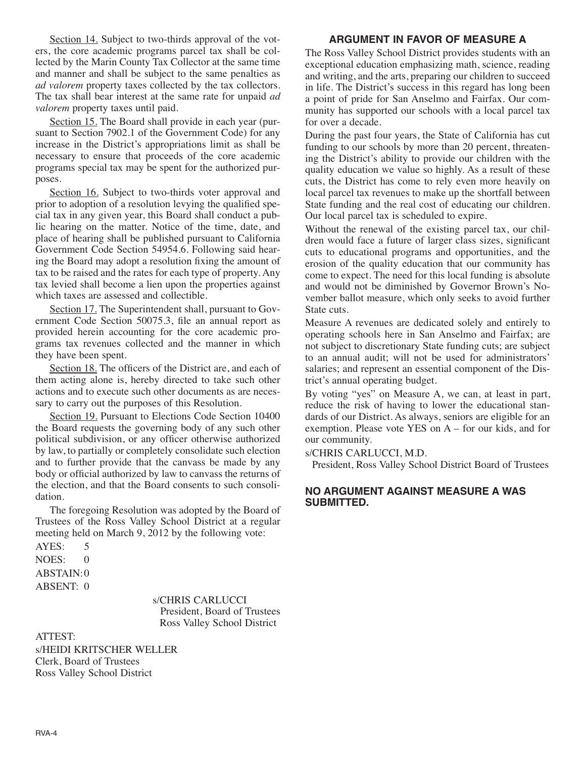Section 14. Subject to two-thirds approval of the voters, the core academic programs parcel tax shall be collected by the Marin County Tax Collector at the same time and manner and shall be subject to the same penalties as *ad valorem* property taxes collected by the tax collectors. The tax shall bear interest at the same rate for unpaid *ad valorem* property taxes until paid.

Section 15. The Board shall provide in each year (pursuant to Section 7902.1 of the Government Code) for any increase in the District's appropriations limit as shall be necessary to ensure that proceeds of the core academic programs special tax may be spent for the authorized purposes.

Section 16. Subject to two-thirds voter approval and prior to adoption of a resolution levying the qualified special tax in any given year, this Board shall conduct a public hearing on the matter. Notice of the time, date, and place of hearing shall be published pursuant to California Government Code Section 54954.6. Following said hearing the Board may adopt a resolution fixing the amount of tax to be raised and the rates for each type of property. Any tax levied shall become a lien upon the properties against which taxes are assessed and collectible.

Section 17. The Superintendent shall, pursuant to Government Code Section 50075.3, file an annual report as provided herein accounting for the core academic programs tax revenues collected and the manner in which they have been spent.

Section 18. The officers of the District are, and each of them acting alone is, hereby directed to take such other actions and to execute such other documents as are necessary to carry out the purposes of this Resolution.

Section 19. Pursuant to Elections Code Section 10400 the Board requests the governing body of any such other political subdivision, or any officer otherwise authorized by law, to partially or completely consolidate such election and to further provide that the canvass be made by any body or official authorized by law to canvass the returns of the election, and that the Board consents to such consolidation.

The foregoing Resolution was adopted by the Board of Trustees of the Ross Valley School District at a regular meeting held on March 9, 2012 by the following vote:

AYES: 5
NOES: 0
ABSTAIN: 0
ABSENT: 0

s/CHRIS CARLUCCI
President, Board of Trustees
Ross Valley School District

ATTEST:
s/HEIDI KRITSCHER WELLER
Clerk, Board of Trustees
Ross Valley School District

## ARGUMENT IN FAVOR OF MEASURE A

The Ross Valley School District provides students with an exceptional education emphasizing math, science, reading and writing, and the arts, preparing our children to succeed in life. The District's success in this regard has long been a point of pride for San Anselmo and Fairfax. Our community has supported our schools with a local parcel tax for over a decade.

During the past four years, the State of California has cut funding to our schools by more than 20 percent, threatening the District's ability to provide our children with the quality education we value so highly. As a result of these cuts, the District has come to rely even more heavily on local parcel tax revenues to make up the shortfall between State funding and the real cost of educating our children. Our local parcel tax is scheduled to expire.

Without the renewal of the existing parcel tax, our children would face a future of larger class sizes, significant cuts to educational programs and opportunities, and the erosion of the quality education that our community has come to expect. The need for this local funding is absolute and would not be diminished by Governor Brown's November ballot measure, which only seeks to avoid further State cuts.

Measure A revenues are dedicated solely and entirely to operating schools here in San Anselmo and Fairfax; are not subject to discretionary State funding cuts; are subject to an annual audit; will not be used for administrators' salaries; and represent an essential component of the District's annual operating budget.

By voting "yes" on Measure A, we can, at least in part, reduce the risk of having to lower the educational standards of our District. As always, seniors are eligible for an exemption. Please vote YES on A – for our kids, and for our community.

s/CHRIS CARLUCCI, M.D.
President, Ross Valley School District Board of Trustees

## NO ARGUMENT AGAINST MEASURE A WAS SUBMITTED.